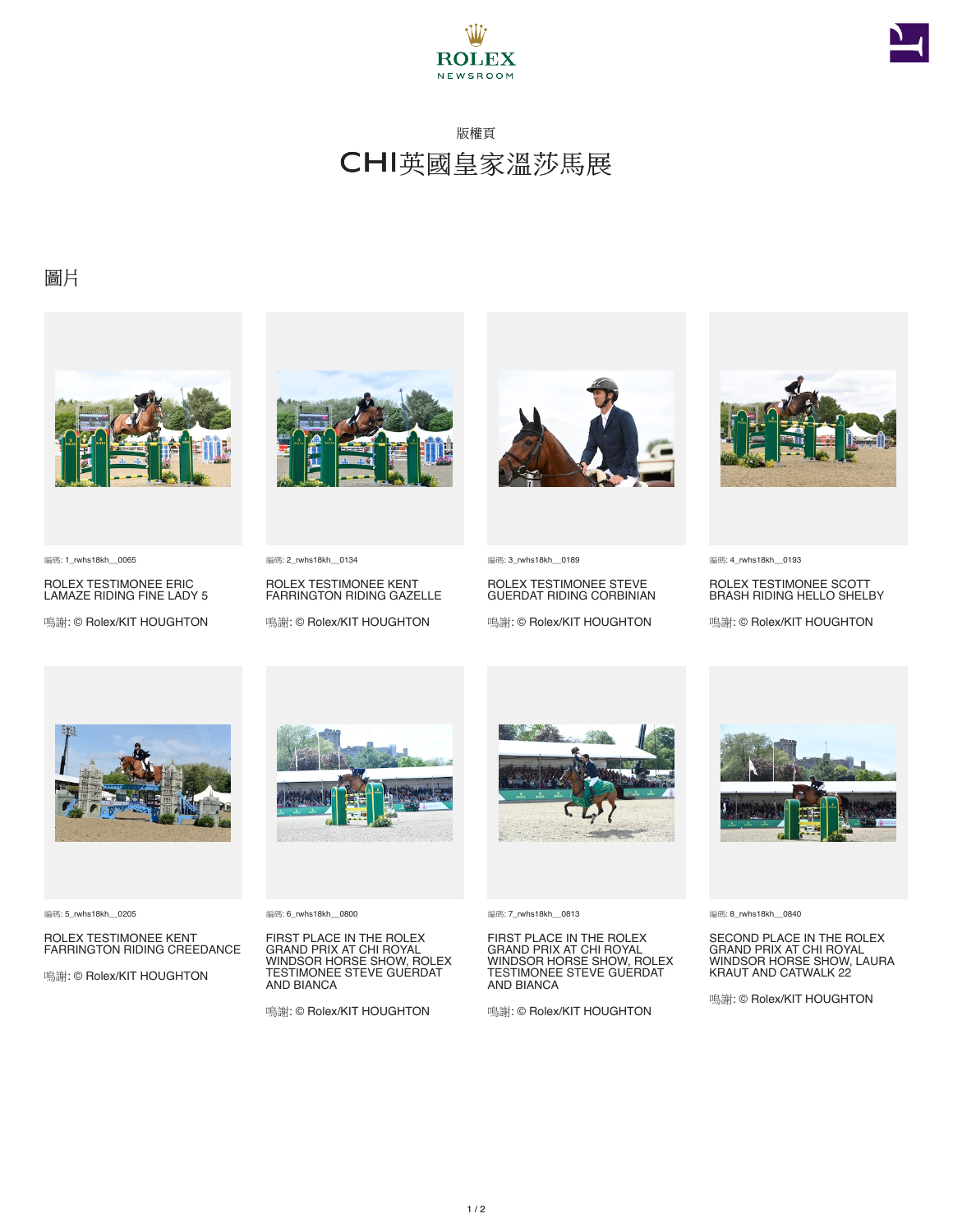ROLEX
NEWSROOM

版權頁

# CHI英國皇家溫莎馬展

## 圖片

編碼: 1_rwhs18kh__0065

ROLEX TESTIMONEE ERIC LAMAZE RIDING FINE LADY 5

鳴謝: © Rolex/KIT HOUGHTON

編碼: 2_rwhs18kh__0134

ROLEX TESTIMONEE KENT FARRINGTON RIDING GAZELLE

鳴謝: © Rolex/KIT HOUGHTON

編碼: 3_rwhs18kh__0189

ROLEX TESTIMONEE STEVE GUERDAT RIDING CORBINIAN

鳴謝: © Rolex/KIT HOUGHTON

編碼: 4_rwhs18kh__0193

ROLEX TESTIMONEE SCOTT BRASH RIDING HELLO SHELBY

鳴謝: © Rolex/KIT HOUGHTON

編碼: 5_rwhs18kh__0205

ROLEX TESTIMONEE KENT FARRINGTON RIDING CREEDANCE

鳴謝: © Rolex/KIT HOUGHTON

編碼: 6_rwhs18kh__0800

FIRST PLACE IN THE ROLEX GRAND PRIX AT CHI ROYAL WINDSOR HORSE SHOW, ROLEX TESTIMONEE STEVE GUERDAT AND BIANCA

鳴謝: © Rolex/KIT HOUGHTON

編碼: 7_rwhs18kh__0813

FIRST PLACE IN THE ROLEX GRAND PRIX AT CHI ROYAL WINDSOR HORSE SHOW, ROLEX TESTIMONEE STEVE GUERDAT AND BIANCA

鳴謝: © Rolex/KIT HOUGHTON

編碼: 8_rwhs18kh__0840

SECOND PLACE IN THE ROLEX GRAND PRIX AT CHI ROYAL WINDSOR HORSE SHOW, LAURA KRAUT AND CATWALK 22

鳴謝: © Rolex/KIT HOUGHTON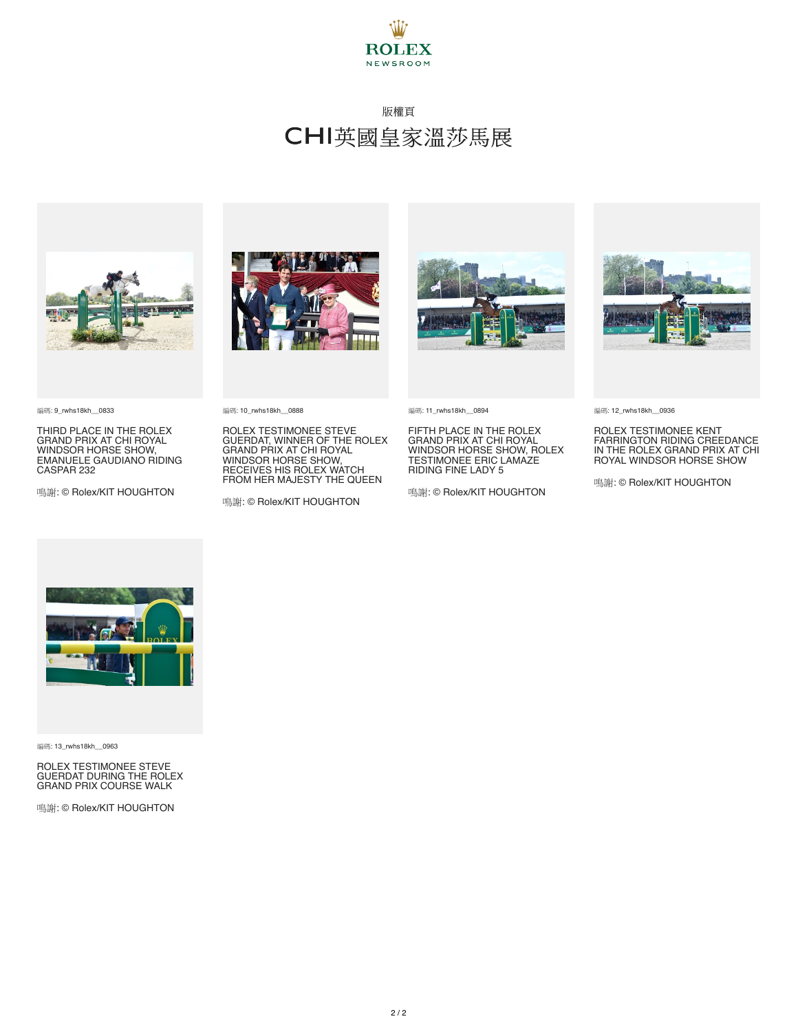ROLEX
NEWSROOM

版權頁

# CHI英國皇家溫莎馬展

編碼: 9_rwhs18kh__0833

THIRD PLACE IN THE ROLEX GRAND PRIX AT CHI ROYAL WINDSOR HORSE SHOW, EMANUELE GAUDIANO RIDING CASPAR 232

鳴謝: © Rolex/KIT HOUGHTON

編碼: 10_rwhs18kh__0888

ROLEX TESTIMONEE STEVE GUERDAT, WINNER OF THE ROLEX GRAND PRIX AT CHI ROYAL WINDSOR HORSE SHOW, RECEIVES HIS ROLEX WATCH FROM HER MAJESTY THE QUEEN

鳴謝: © Rolex/KIT HOUGHTON

編碼: 11_rwhs18kh__0894

FIFTH PLACE IN THE ROLEX GRAND PRIX AT CHI ROYAL WINDSOR HORSE SHOW, ROLEX TESTIMONEE ERIC LAMAZE RIDING FINE LADY 5

鳴謝: © Rolex/KIT HOUGHTON

編碼: 12_rwhs18kh__0936

ROLEX TESTIMONEE KENT FARRINGTON RIDING CREEDANCE IN THE ROLEX GRAND PRIX AT CHI ROYAL WINDSOR HORSE SHOW

鳴謝: © Rolex/KIT HOUGHTON

編碼: 13_rwhs18kh__0963

ROLEX TESTIMONEE STEVE GUERDAT DURING THE ROLEX GRAND PRIX COURSE WALK

鳴謝: © Rolex/KIT HOUGHTON